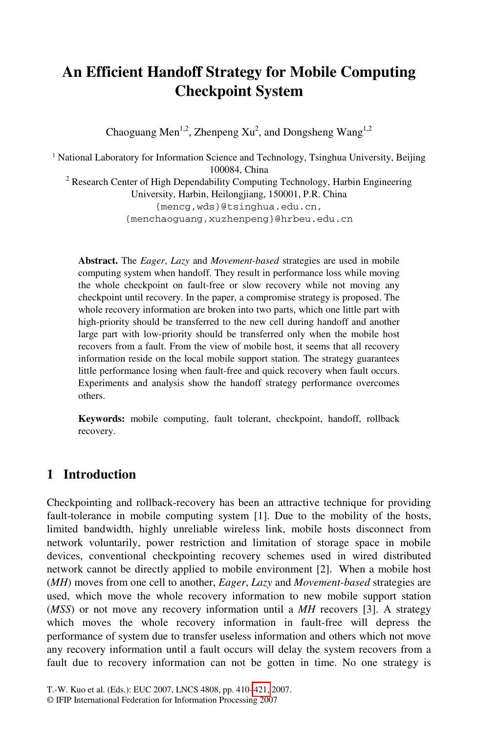# An Efficient Handoff Strategy for Mobile Computing Checkpoint System

Chaoguang Men[1,2], Zhenpeng Xu[2], and Dongsheng Wang[1,2]

[1] National Laboratory for Information Science and Technology, Tsinghua University, Beijing 100084, China

[2] Research Center of High Dependability Computing Technology, Harbin Engineering University, Harbin, Heilongjiang, 150001, P.R. China

{mencg,wds}@tsinghua.edu.cn,
{menchaoguang,xuzhenpeng}@hrbeu.edu.cn

**Abstract.** The *Eager*, *Lazy* and *Movement-based* strategies are used in mobile computing system when handoff. They result in performance loss while moving the whole checkpoint on fault-free or slow recovery while not moving any checkpoint until recovery. In the paper, a compromise strategy is proposed. The whole recovery information are broken into two parts, which one little part with high-priority should be transferred to the new cell during handoff and another large part with low-priority should be transferred only when the mobile host recovers from a fault. From the view of mobile host, it seems that all recovery information reside on the local mobile support station. The strategy guarantees little performance losing when fault-free and quick recovery when fault occurs. Experiments and analysis show the handoff strategy performance overcomes others.

**Keywords:** mobile computing, fault tolerant, checkpoint, handoff, rollback recovery.

## 1 Introduction

Checkpointing and rollback-recovery has been an attractive technique for providing fault-tolerance in mobile computing system [1]. Due to the mobility of the hosts, limited bandwidth, highly unreliable wireless link, mobile hosts disconnect from network voluntarily, power restriction and limitation of storage space in mobile devices, conventional checkpointing recovery schemes used in wired distributed network cannot be directly applied to mobile environment [2]. When a mobile host (*MH*) moves from one cell to another, *Eager*, *Lazy* and *Movement-based* strategies are used, which move the whole recovery information to new mobile support station (*MSS*) or not move any recovery information until a *MH* recovers [3]. A strategy which moves the whole recovery information in fault-free will depress the performance of system due to transfer useless information and others which not move any recovery information until a fault occurs will delay the system recovers from a fault due to recovery information can not be gotten in time. No one strategy is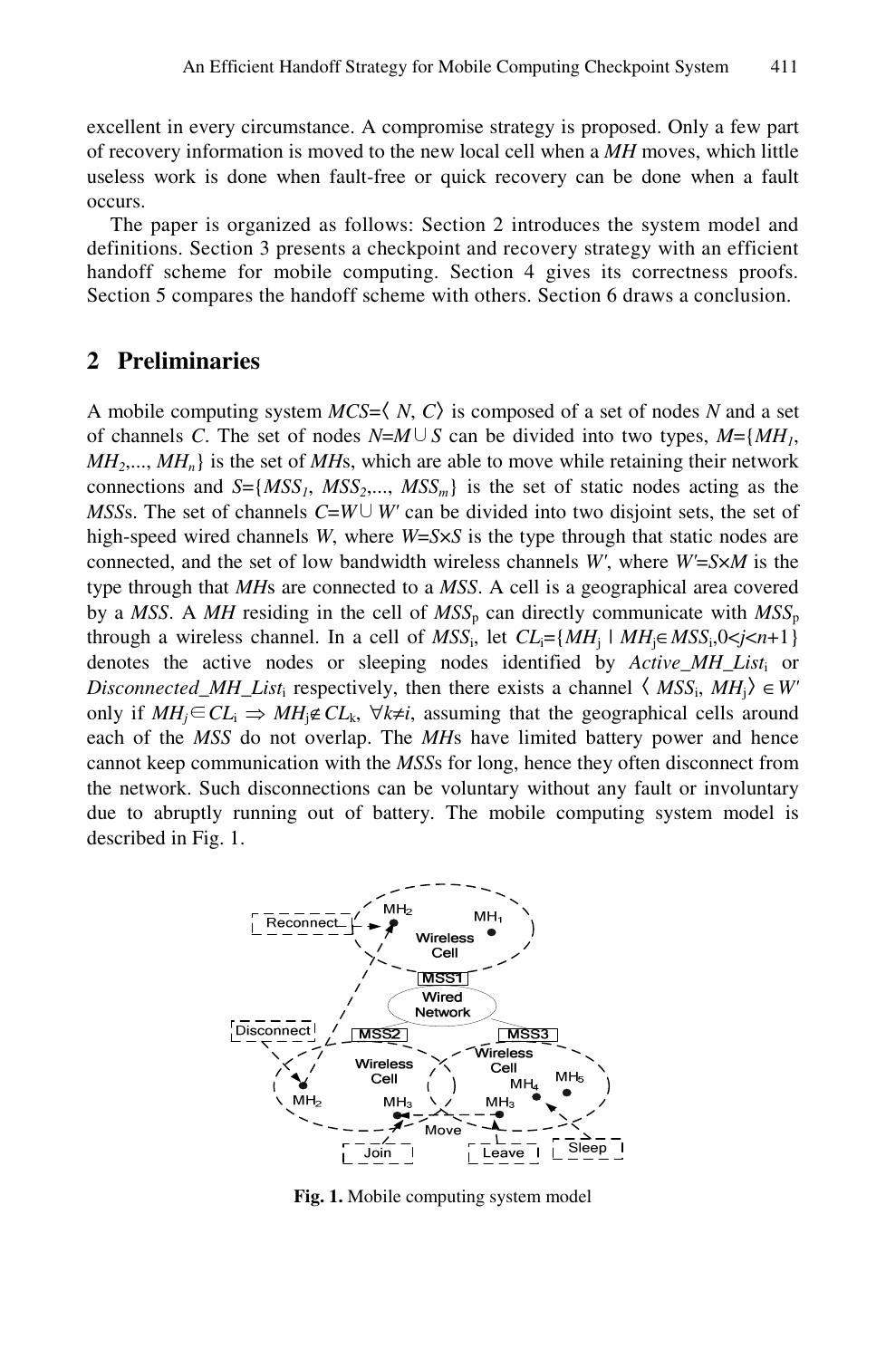excellent in every circumstance. A compromise strategy is proposed. Only a few part of recovery information is moved to the new local cell when a *MH* moves, which little useless work is done when fault-free or quick recovery can be done when a fault occurs.

The paper is organized as follows: Section 2 introduces the system model and definitions. Section 3 presents a checkpoint and recovery strategy with an efficient handoff scheme for mobile computing. Section 4 gives its correctness proofs. Section 5 compares the handoff scheme with others. Section 6 draws a conclusion.

## 2 Preliminaries

A mobile computing system $MCS=\langle N, C\rangle$ is composed of a set of nodes $N$ and a set of channels $C$. The set of nodes $N=M\cup S$ can be divided into two types, $M=\{MH_1, MH_2,..., MH_n\}$ is the set of *MH*s, which are able to move while retaining their network connections and $S=\{MSS_1, MSS_2,..., MSS_m\}$ is the set of static nodes acting as the *MSS*s. The set of channels $C=W\cup W'$ can be divided into two disjoint sets, the set of high-speed wired channels $W$, where $W=S\times S$ is the type through that static nodes are connected, and the set of low bandwidth wireless channels $W'$, where $W'=S\times M$ is the type through that *MH*s are connected to a *MSS*. A cell is a geographical area covered by a *MSS*. A *MH* residing in the cell of $MSS_p$ can directly communicate with $MSS_p$ through a wireless channel. In a cell of $MSS_i$, let $CL_i=\{MH_j \mid MH_j\in MSS_i, 0<j<n+1\}$ denotes the active nodes or sleeping nodes identified by $Active\_MH\_List_i$ or $Disconnected\_MH\_List_i$ respectively, then there exists a channel $\langle MSS_i, MH_j\rangle \in W'$ only if $MH_j\in CL_i \Rightarrow MH_j\notin CL_k$, $\forall k\neq i$, assuming that the geographical cells around each of the *MSS* do not overlap. The *MH*s have limited battery power and hence cannot keep communication with the *MSS*s for long, hence they often disconnect from the network. Such disconnections can be voluntary without any fault or involuntary due to abruptly running out of battery. The mobile computing system model is described in Fig. 1.

**Fig. 1.** Mobile computing system model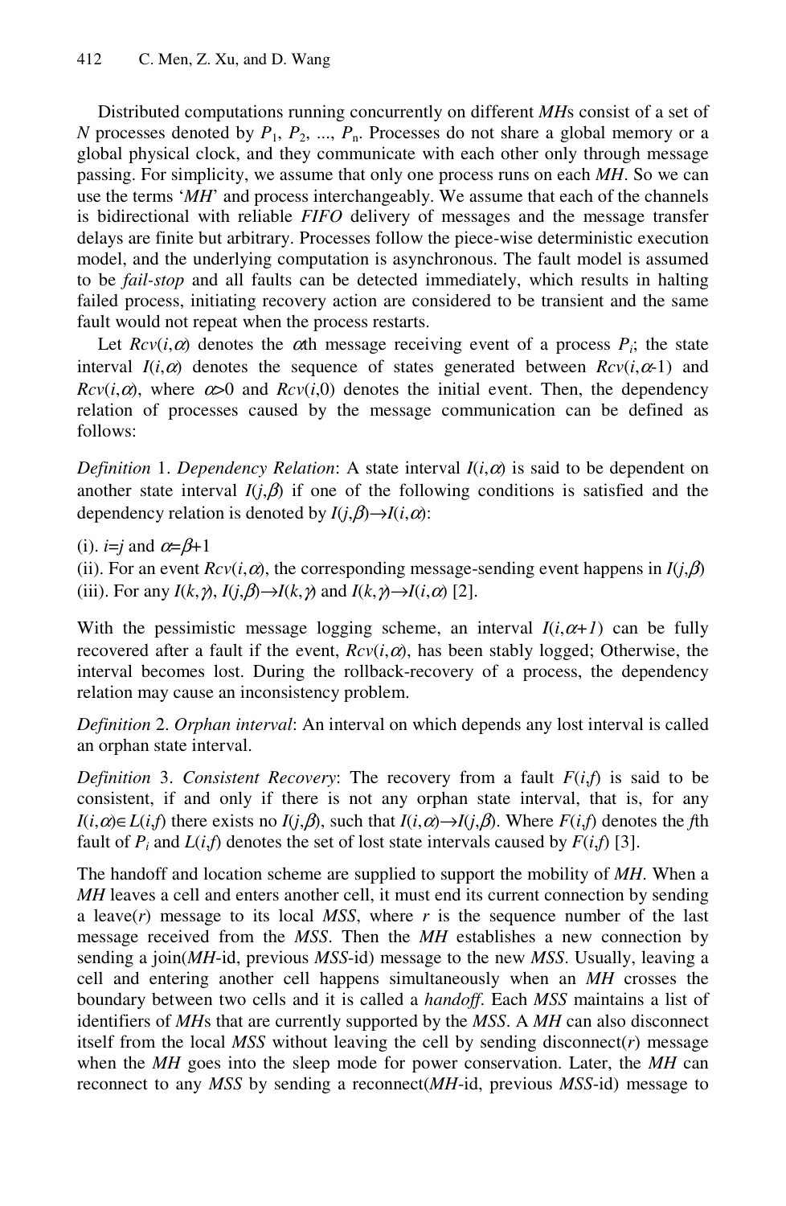Distributed computations running concurrently on different *MH*s consist of a set of *N* processes denoted by $P_1$, $P_2$, ..., $P_n$. Processes do not share a global memory or a global physical clock, and they communicate with each other only through message passing. For simplicity, we assume that only one process runs on each *MH*. So we can use the terms '*MH*' and process interchangeably. We assume that each of the channels is bidirectional with reliable *FIFO* delivery of messages and the message transfer delays are finite but arbitrary. Processes follow the piece-wise deterministic execution model, and the underlying computation is asynchronous. The fault model is assumed to be *fail-stop* and all faults can be detected immediately, which results in halting failed process, initiating recovery action are considered to be transient and the same fault would not repeat when the process restarts.

Let $Rcv(i,\alpha)$ denotes the $\alpha$th message receiving event of a process $P_i$; the state interval $I(i,\alpha)$ denotes the sequence of states generated between $Rcv(i,\alpha\text{-}1)$ and $Rcv(i,\alpha)$, where $\alpha>0$ and $Rcv(i,0)$ denotes the initial event. Then, the dependency relation of processes caused by the message communication can be defined as follows:

*Definition* 1. *Dependency Relation*: A state interval $I(i,\alpha)$ is said to be dependent on another state interval $I(j,\beta)$ if one of the following conditions is satisfied and the dependency relation is denoted by $I(j,\beta)\rightarrow I(i,\alpha)$:

(i). $i=j$ and $\alpha=\beta+1$
(ii). For an event $Rcv(i,\alpha)$, the corresponding message-sending event happens in $I(j,\beta)$
(iii). For any $I(k,\gamma)$, $I(j,\beta)\rightarrow I(k,\gamma)$ and $I(k,\gamma)\rightarrow I(i,\alpha)$ [2].

With the pessimistic message logging scheme, an interval $I(i,\alpha+1)$ can be fully recovered after a fault if the event, $Rcv(i,\alpha)$, has been stably logged; Otherwise, the interval becomes lost. During the rollback-recovery of a process, the dependency relation may cause an inconsistency problem.

*Definition* 2. *Orphan interval*: An interval on which depends any lost interval is called an orphan state interval.

*Definition* 3. *Consistent Recovery*: The recovery from a fault $F(i,f)$ is said to be consistent, if and only if there is not any orphan state interval, that is, for any $I(i,\alpha)\in L(i,f)$ there exists no $I(j,\beta)$, such that $I(i,\alpha)\rightarrow I(j,\beta)$. Where $F(i,f)$ denotes the $f$th fault of $P_i$ and $L(i,f)$ denotes the set of lost state intervals caused by $F(i,f)$ [3].

The handoff and location scheme are supplied to support the mobility of *MH*. When a *MH* leaves a cell and enters another cell, it must end its current connection by sending a leave($r$) message to its local *MSS*, where $r$ is the sequence number of the last message received from the *MSS*. Then the *MH* establishes a new connection by sending a join(*MH*-id, previous *MSS*-id) message to the new *MSS*. Usually, leaving a cell and entering another cell happens simultaneously when an *MH* crosses the boundary between two cells and it is called a *handoff*. Each *MSS* maintains a list of identifiers of *MH*s that are currently supported by the *MSS*. A *MH* can also disconnect itself from the local *MSS* without leaving the cell by sending disconnect($r$) message when the *MH* goes into the sleep mode for power conservation. Later, the *MH* can reconnect to any *MSS* by sending a reconnect(*MH*-id, previous *MSS*-id) message to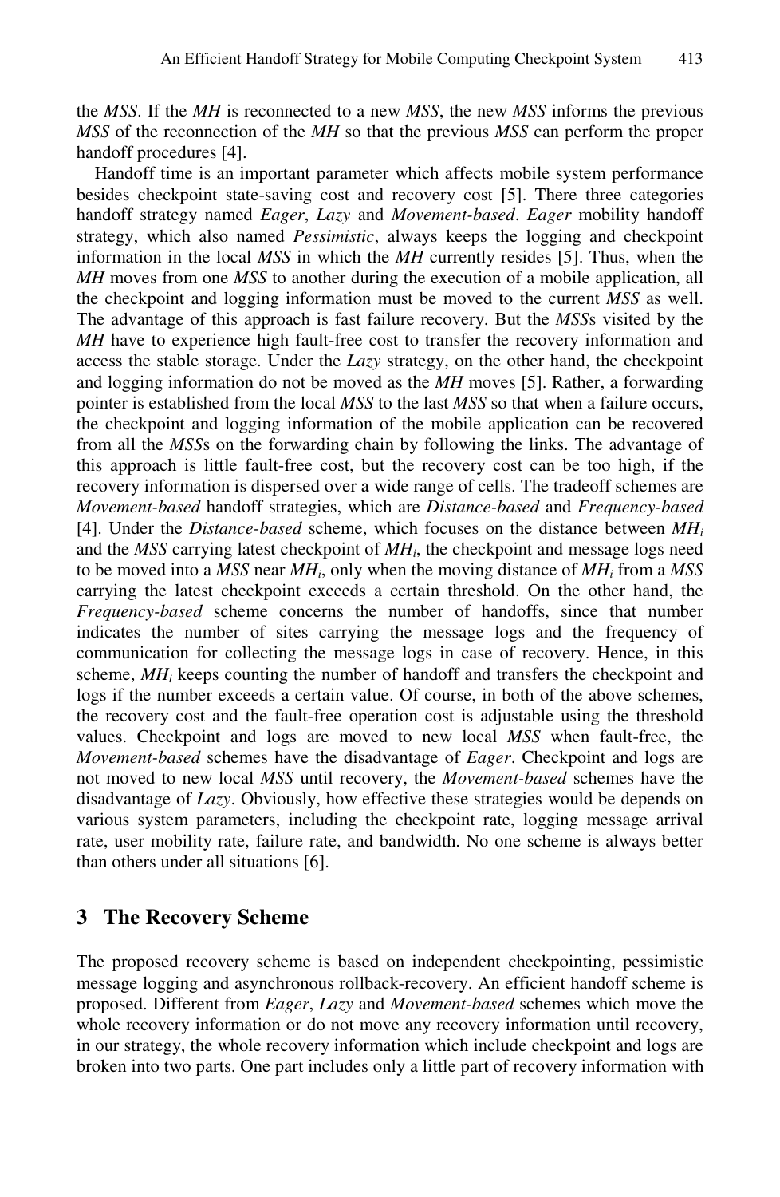the *MSS*. If the *MH* is reconnected to a new *MSS*, the new *MSS* informs the previous *MSS* of the reconnection of the *MH* so that the previous *MSS* can perform the proper handoff procedures [4].

Handoff time is an important parameter which affects mobile system performance besides checkpoint state-saving cost and recovery cost [5]. There three categories handoff strategy named *Eager*, *Lazy* and *Movement-based*. *Eager* mobility handoff strategy, which also named *Pessimistic*, always keeps the logging and checkpoint information in the local *MSS* in which the *MH* currently resides [5]. Thus, when the *MH* moves from one *MSS* to another during the execution of a mobile application, all the checkpoint and logging information must be moved to the current *MSS* as well. The advantage of this approach is fast failure recovery. But the *MSS*s visited by the *MH* have to experience high fault-free cost to transfer the recovery information and access the stable storage. Under the *Lazy* strategy, on the other hand, the checkpoint and logging information do not be moved as the *MH* moves [5]. Rather, a forwarding pointer is established from the local *MSS* to the last *MSS* so that when a failure occurs, the checkpoint and logging information of the mobile application can be recovered from all the *MSS*s on the forwarding chain by following the links. The advantage of this approach is little fault-free cost, but the recovery cost can be too high, if the recovery information is dispersed over a wide range of cells. The tradeoff schemes are *Movement-based* handoff strategies, which are *Distance-based* and *Frequency-based* [4]. Under the *Distance-based* scheme, which focuses on the distance between $MH_i$ and the *MSS* carrying latest checkpoint of $MH_i$, the checkpoint and message logs need to be moved into a *MSS* near $MH_i$, only when the moving distance of $MH_i$ from a *MSS* carrying the latest checkpoint exceeds a certain threshold. On the other hand, the *Frequency-based* scheme concerns the number of handoffs, since that number indicates the number of sites carrying the message logs and the frequency of communication for collecting the message logs in case of recovery. Hence, in this scheme, $MH_i$ keeps counting the number of handoff and transfers the checkpoint and logs if the number exceeds a certain value. Of course, in both of the above schemes, the recovery cost and the fault-free operation cost is adjustable using the threshold values. Checkpoint and logs are moved to new local *MSS* when fault-free, the *Movement-based* schemes have the disadvantage of *Eager*. Checkpoint and logs are not moved to new local *MSS* until recovery, the *Movement-based* schemes have the disadvantage of *Lazy*. Obviously, how effective these strategies would be depends on various system parameters, including the checkpoint rate, logging message arrival rate, user mobility rate, failure rate, and bandwidth. No one scheme is always better than others under all situations [6].

## 3 The Recovery Scheme

The proposed recovery scheme is based on independent checkpointing, pessimistic message logging and asynchronous rollback-recovery. An efficient handoff scheme is proposed. Different from *Eager*, *Lazy* and *Movement-based* schemes which move the whole recovery information or do not move any recovery information until recovery, in our strategy, the whole recovery information which include checkpoint and logs are broken into two parts. One part includes only a little part of recovery information with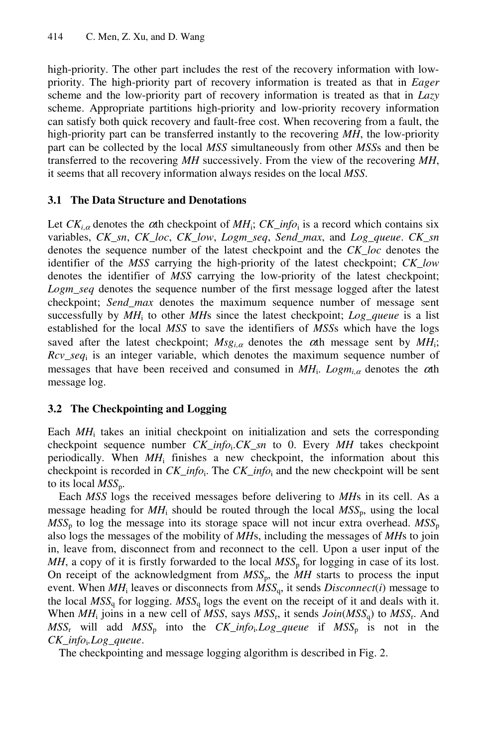high-priority. The other part includes the rest of the recovery information with low-priority. The high-priority part of recovery information is treated as that in *Eager* scheme and the low-priority part of recovery information is treated as that in *Lazy* scheme. Appropriate partitions high-priority and low-priority recovery information can satisfy both quick recovery and fault-free cost. When recovering from a fault, the high-priority part can be transferred instantly to the recovering *MH*, the low-priority part can be collected by the local *MSS* simultaneously from other *MSS*s and then be transferred to the recovering *MH* successively. From the view of the recovering *MH*, it seems that all recovery information always resides on the local *MSS*.

### 3.1 The Data Structure and Denotations

Let $CK_{i,\alpha}$ denotes the $\alpha$th checkpoint of $MH_i$; $CK\_info_i$ is a record which contains six variables, *CK_sn*, *CK_loc*, *CK_low*, *Logm_seq*, *Send_max*, and *Log_queue*. *CK_sn* denotes the sequence number of the latest checkpoint and the *CK_loc* denotes the identifier of the *MSS* carrying the high-priority of the latest checkpoint; *CK_low* denotes the identifier of *MSS* carrying the low-priority of the latest checkpoint; *Logm_seq* denotes the sequence number of the first message logged after the latest checkpoint; *Send_max* denotes the maximum sequence number of message sent successfully by $MH_i$ to other *MH*s since the latest checkpoint; *Log_queue* is a list established for the local *MSS* to save the identifiers of *MSS*s which have the logs saved after the latest checkpoint; $Msg_{i,\alpha}$ denotes the $\alpha$th message sent by $MH_i$; $Rcv\_seq_i$ is an integer variable, which denotes the maximum sequence number of messages that have been received and consumed in $MH_i$. $Logm_{i,\alpha}$ denotes the $\alpha$th message log.

### 3.2 The Checkpointing and Logging

Each $MH_i$ takes an initial checkpoint on initialization and sets the corresponding checkpoint sequence number $CK\_info_i.CK\_sn$ to 0. Every *MH* takes checkpoint periodically. When $MH_i$ finishes a new checkpoint, the information about this checkpoint is recorded in $CK\_info_i$. The $CK\_info_i$ and the new checkpoint will be sent to its local $MSS_p$.

Each *MSS* logs the received messages before delivering to *MH*s in its cell. As a message heading for $MH_i$ should be routed through the local $MSS_p$, using the local $MSS_p$ to log the message into its storage space will not incur extra overhead. $MSS_p$ also logs the messages of the mobility of *MH*s, including the messages of *MH*s to join in, leave from, disconnect from and reconnect to the cell. Upon a user input of the *MH*, a copy of it is firstly forwarded to the local $MSS_p$ for logging in case of its lost. On receipt of the acknowledgment from $MSS_p$, the *MH* starts to process the input event. When $MH_i$ leaves or disconnects from $MSS_q$, it sends *Disconnect*(*i*) message to the local $MSS_q$ for logging. $MSS_q$ logs the event on the receipt of it and deals with it. When $MH_i$ joins in a new cell of *MSS*, says $MSS_r$, it sends *Join*($MSS_q$) to $MSS_r$. And $MSS_r$ will add $MSS_p$ into the $CK\_info_i.Log\_queue$ if $MSS_p$ is not in the $CK\_info_i.Log\_queue$.

The checkpointing and message logging algorithm is described in Fig. 2.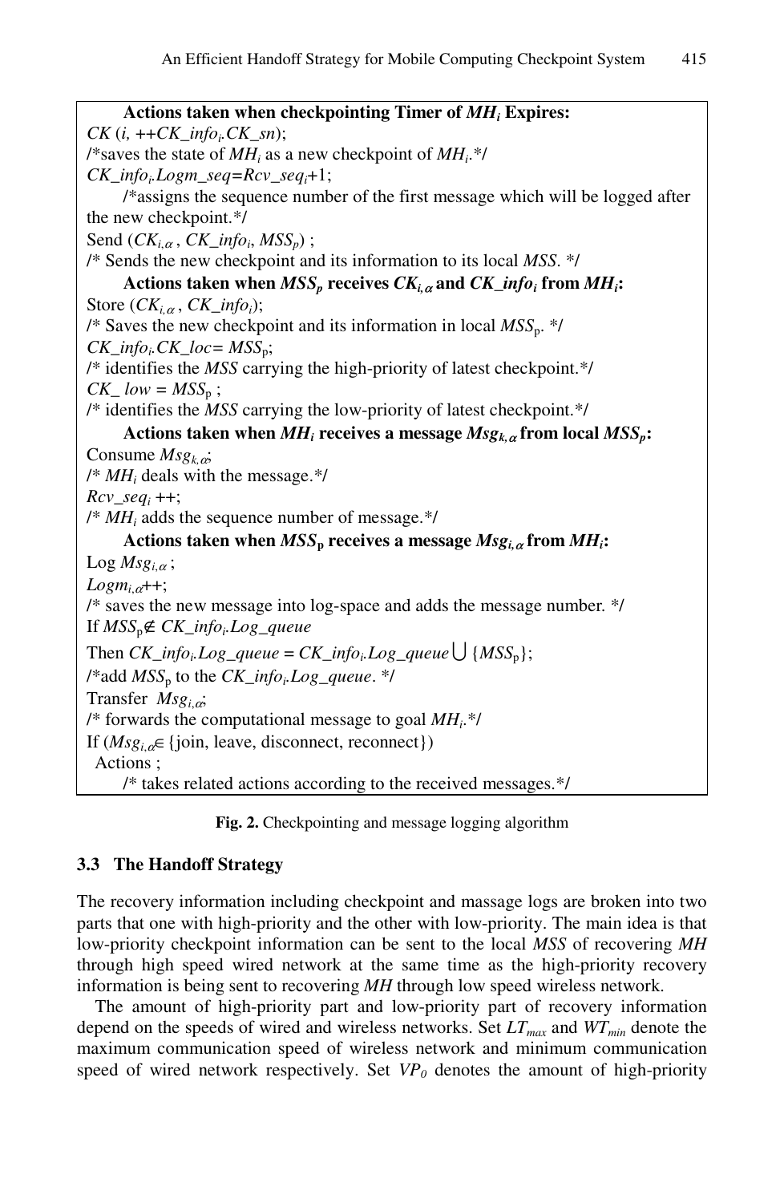```
Actions taken when checkpointing Timer of MH_i Expires:
CK (i, ++CK_info_i.CK_sn);
/*saves the state of MH_i as a new checkpoint of MH_i.*/
CK_info_i.Logm_seq=Rcv_seq_i+1;
    /*assigns the sequence number of the first message which will be logged after the new checkpoint.*/
Send (CK_{i,α} , CK_info_i, MSS_p) ;
/* Sends the new checkpoint and its information to its local MSS. */
Actions taken when MSS_p receives CK_{i,α} and CK_info_i from MH_i:
Store (CK_{i,α} , CK_info_i);
/* Saves the new checkpoint and its information in local MSS_p. */
CK_info_i.CK_loc= MSS_p;
/* identifies the MSS carrying the high-priority of latest checkpoint.*/
CK_ low = MSS_p ;
/* identifies the MSS carrying the low-priority of latest checkpoint.*/
Actions taken when MH_i receives a message Msg_{k,α} from local MSS_p:
Consume Msg_{k,α};
/* MH_i deals with the message.*/
Rcv_seq_i ++;
/* MH_i adds the sequence number of message.*/
Actions taken when MSS_p receives a message Msg_{i,α} from MH_i:
Log Msg_{i,α} ;
Logm_{i,α}++;
/* saves the new message into log-space and adds the message number. */
If MSS_p ∉ CK_info_i.Log_queue
Then CK_info_i.Log_queue = CK_info_i.Log_queue ∪ {MSS_p};
/*add MSS_p to the CK_info_i.Log_queue. */
Transfer Msg_{i,α};
/* forwards the computational message to goal MH_i.*/
If (Msg_{i,α} ∈ {join, leave, disconnect, reconnect})
  Actions ;
    /* takes related actions according to the received messages.*/
```

**Fig. 2.** Checkpointing and message logging algorithm

### 3.3 The Handoff Strategy

The recovery information including checkpoint and massage logs are broken into two parts that one with high-priority and the other with low-priority. The main idea is that low-priority checkpoint information can be sent to the local *MSS* of recovering *MH* through high speed wired network at the same time as the high-priority recovery information is being sent to recovering *MH* through low speed wireless network.

The amount of high-priority part and low-priority part of recovery information depend on the speeds of wired and wireless networks. Set $LT_{max}$ and $WT_{min}$ denote the maximum communication speed of wireless network and minimum communication speed of wired network respectively. Set $VP_0$ denotes the amount of high-priority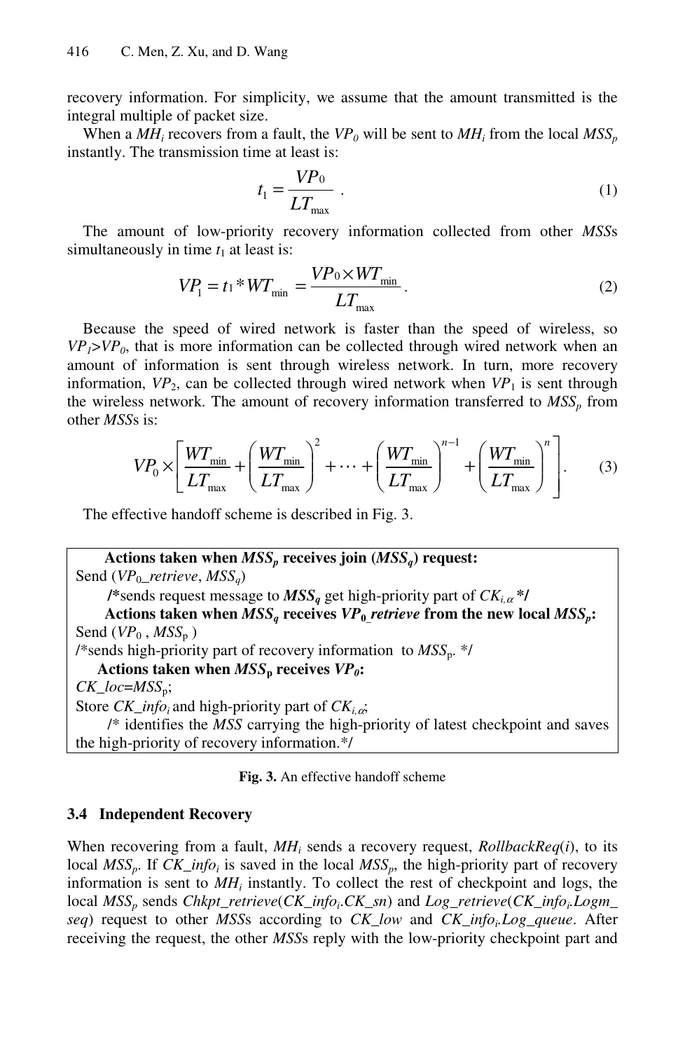recovery information. For simplicity, we assume that the amount transmitted is the integral multiple of packet size.

When a $MH_i$ recovers from a fault, the $VP_0$ will be sent to $MH_i$ from the local $MSS_p$ instantly. The transmission time at least is:

$$t_1 = \frac{VP_0}{LT_{\max}} \ . \tag{1}$$

The amount of low-priority recovery information collected from other *MSS*s simultaneously in time $t_1$ at least is:

$$VP_1 = t_1 * WT_{\min} = \frac{VP_0 \times WT_{\min}}{LT_{\max}} . \tag{2}$$

Because the speed of wired network is faster than the speed of wireless, so $VP_1 > VP_0$, that is more information can be collected through wired network when an amount of information is sent through wireless network. In turn, more recovery information, $VP_2$, can be collected through wired network when $VP_1$ is sent through the wireless network. The amount of recovery information transferred to $MSS_p$ from other *MSS*s is:

$$VP_0 \times \left[ \frac{WT_{\min}}{LT_{\max}} + \left( \frac{WT_{\min}}{LT_{\max}} \right)^2 + \cdots + \left( \frac{WT_{\min}}{LT_{\max}} \right)^{n-1} + \left( \frac{WT_{\min}}{LT_{\max}} \right)^n \right] . \tag{3}$$

The effective handoff scheme is described in Fig. 3.

```
Actions taken when MSS_p receives join (MSS_q) request:
Send (VP_0_retrieve, MSS_q)
    /*sends request message to MSS_q get high-priority part of CK_{i,α} */
Actions taken when MSS_q receives VP_0_retrieve from the new local MSS_p:
Send (VP_0 , MSS_p )
/*sends high-priority part of recovery information to MSS_p. */
Actions taken when MSS_p receives VP_0:
CK_loc=MSS_p;
Store CK_info_i and high-priority part of CK_{i,α};
    /* identifies the MSS carrying the high-priority of latest checkpoint and saves
the high-priority of recovery information.*/
```

**Fig. 3.** An effective handoff scheme

### 3.4 Independent Recovery

When recovering from a fault, $MH_i$ sends a recovery request, *RollbackReq*($i$), to its local $MSS_p$. If $CK\_info_i$ is saved in the local $MSS_p$, the high-priority part of recovery information is sent to $MH_i$ instantly. To collect the rest of checkpoint and logs, the local $MSS_p$ sends *Chkpt_retrieve*($CK\_info_i.CK\_sn$) and *Log_retrieve*($CK\_info_i.Logm\_seq$) request to other *MSS*s according to *CK_low* and $CK\_info_i.Log\_queue$. After receiving the request, the other *MSS*s reply with the low-priority checkpoint part and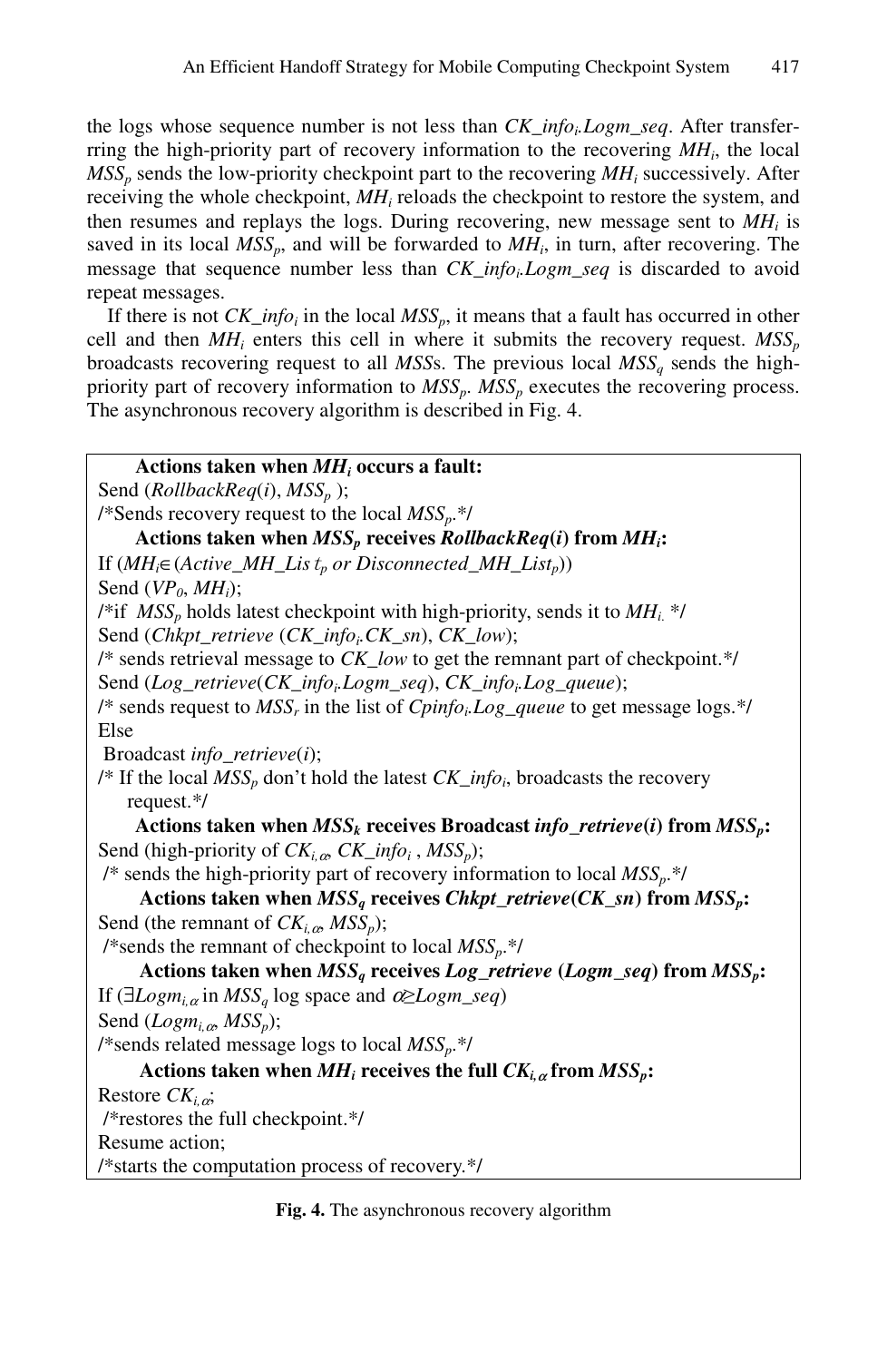the logs whose sequence number is not less than $CK\_info_i.Logm\_seq$. After transferring the high-priority part of recovery information to the recovering $MH_i$, the local $MSS_p$ sends the low-priority checkpoint part to the recovering $MH_i$ successively. After receiving the whole checkpoint, $MH_i$ reloads the checkpoint to restore the system, and then resumes and replays the logs. During recovering, new message sent to $MH_i$ is saved in its local $MSS_p$, and will be forwarded to $MH_i$, in turn, after recovering. The message that sequence number less than $CK\_info_i.Logm\_seq$ is discarded to avoid repeat messages.

If there is not $CK\_info_i$ in the local $MSS_p$, it means that a fault has occurred in other cell and then $MH_i$ enters this cell in where it submits the recovery request. $MSS_p$ broadcasts recovering request to all *MSS*s. The previous local $MSS_q$ sends the high-priority part of recovery information to $MSS_p$. $MSS_p$ executes the recovering process. The asynchronous recovery algorithm is described in Fig. 4.

```
    Actions taken when MH_i occurs a fault:
Send (RollbackReq(i), MSS_p );
/*Sends recovery request to the local MSS_p.*/
    Actions taken when MSS_p receives RollbackReq(i) from MH_i:
If (MH_i ∈ (Active_MH_List_p or Disconnected_MH_List_p))
Send (VP_0, MH_i);
/*if MSS_p holds latest checkpoint with high-priority, sends it to MH_i. */
Send (Chkpt_retrieve (CK_info_i.CK_sn), CK_low);
/* sends retrieval message to CK_low to get the remnant part of checkpoint.*/
Send (Log_retrieve(CK_info_i.Logm_seq), CK_info_i.Log_queue);
/* sends request to MSS_r in the list of Cpinfo_i.Log_queue to get message logs.*/
Else
 Broadcast info_retrieve(i);
/* If the local MSS_p don't hold the latest CK_info_i, broadcasts the recovery
   request.*/
    Actions taken when MSS_k receives Broadcast info_retrieve(i) from MSS_p:
Send (high-priority of CK_i,α, CK_info_i , MSS_p);
 /* sends the high-priority part of recovery information to local MSS_p.*/
    Actions taken when MSS_q receives Chkpt_retrieve(CK_sn) from MSS_p:
Send (the remnant of CK_i,α, MSS_p);
 /*sends the remnant of checkpoint to local MSS_p.*/
    Actions taken when MSS_q receives Log_retrieve (Logm_seq) from MSS_p:
If (∃Logm_i,α in MSS_q log space and α≥Logm_seq)
Send (Logm_i,α, MSS_p);
/*sends related message logs to local MSS_p.*/
    Actions taken when MH_i receives the full CK_i,α from MSS_p:
Restore CK_i,α;
 /*restores the full checkpoint.*/
Resume action;
/*starts the computation process of recovery.*/
```

**Fig. 4.** The asynchronous recovery algorithm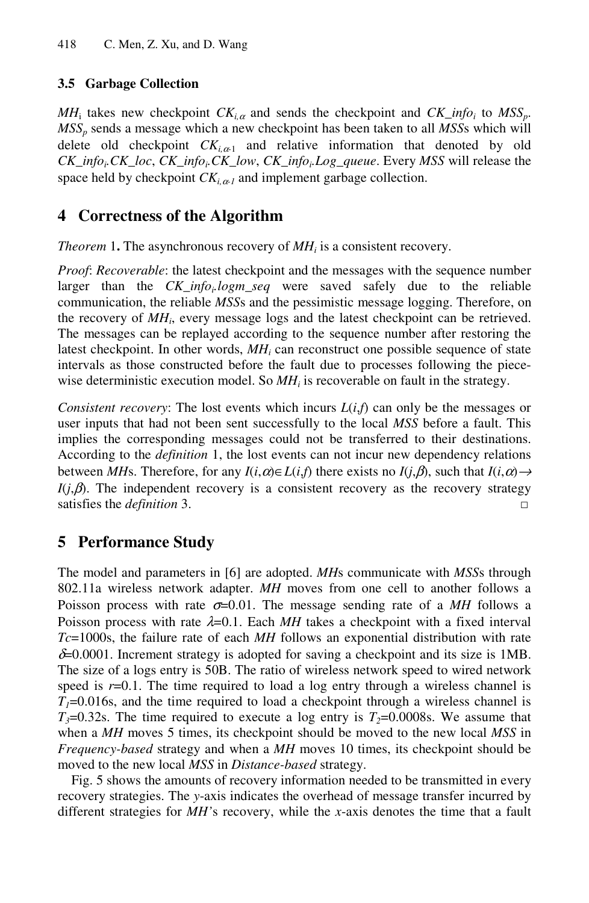### 3.5 Garbage Collection

$MH_i$ takes new checkpoint $CK_{i,\alpha}$ and sends the checkpoint and $CK\_info_i$ to $MSS_p$. $MSS_p$ sends a message which a new checkpoint has been taken to all *MSS*s which will delete old checkpoint $CK_{i,\alpha-1}$ and relative information that denoted by old $CK\_info_i.CK\_loc$, $CK\_info_i.CK\_low$, $CK\_info_i.Log\_queue$. Every *MSS* will release the space held by checkpoint $CK_{i,\alpha-1}$ and implement garbage collection.

## 4 Correctness of the Algorithm

*Theorem* 1**.** The asynchronous recovery of $MH_i$ is a consistent recovery.

*Proof*: *Recoverable*: the latest checkpoint and the messages with the sequence number larger than the $CK\_info_i.logm\_seq$ were saved safely due to the reliable communication, the reliable *MSS*s and the pessimistic message logging. Therefore, on the recovery of $MH_i$, every message logs and the latest checkpoint can be retrieved. The messages can be replayed according to the sequence number after restoring the latest checkpoint. In other words, $MH_i$ can reconstruct one possible sequence of state intervals as those constructed before the fault due to processes following the piece-wise deterministic execution model. So $MH_i$ is recoverable on fault in the strategy.

*Consistent recovery*: The lost events which incurs $L(i,f)$ can only be the messages or user inputs that had not been sent successfully to the local *MSS* before a fault. This implies the corresponding messages could not be transferred to their destinations. According to the *definition* 1, the lost events can not incur new dependency relations between *MH*s. Therefore, for any $I(i,\alpha)\in L(i,f)$ there exists no $I(j,\beta)$, such that $I(i,\alpha)\rightarrow I(j,\beta)$. The independent recovery is a consistent recovery as the recovery strategy satisfies the *definition* 3. □

## 5 Performance Study

The model and parameters in [6] are adopted. *MH*s communicate with *MSS*s through 802.11a wireless network adapter. *MH* moves from one cell to another follows a Poisson process with rate $\sigma$=0.01. The message sending rate of a *MH* follows a Poisson process with rate $\lambda$=0.1. Each *MH* takes a checkpoint with a fixed interval $Tc$=1000s, the failure rate of each *MH* follows an exponential distribution with rate $\delta$=0.0001. Increment strategy is adopted for saving a checkpoint and its size is 1MB. The size of a logs entry is 50B. The ratio of wireless network speed to wired network speed is $r$=0.1. The time required to load a log entry through a wireless channel is $T_1$=0.016s, and the time required to load a checkpoint through a wireless channel is $T_3$=0.32s. The time required to execute a log entry is $T_2$=0.0008s. We assume that when a *MH* moves 5 times, its checkpoint should be moved to the new local *MSS* in *Frequency-based* strategy and when a *MH* moves 10 times, its checkpoint should be moved to the new local *MSS* in *Distance-based* strategy.

Fig. 5 shows the amounts of recovery information needed to be transmitted in every recovery strategies. The *y*-axis indicates the overhead of message transfer incurred by different strategies for *MH*'s recovery, while the *x*-axis denotes the time that a fault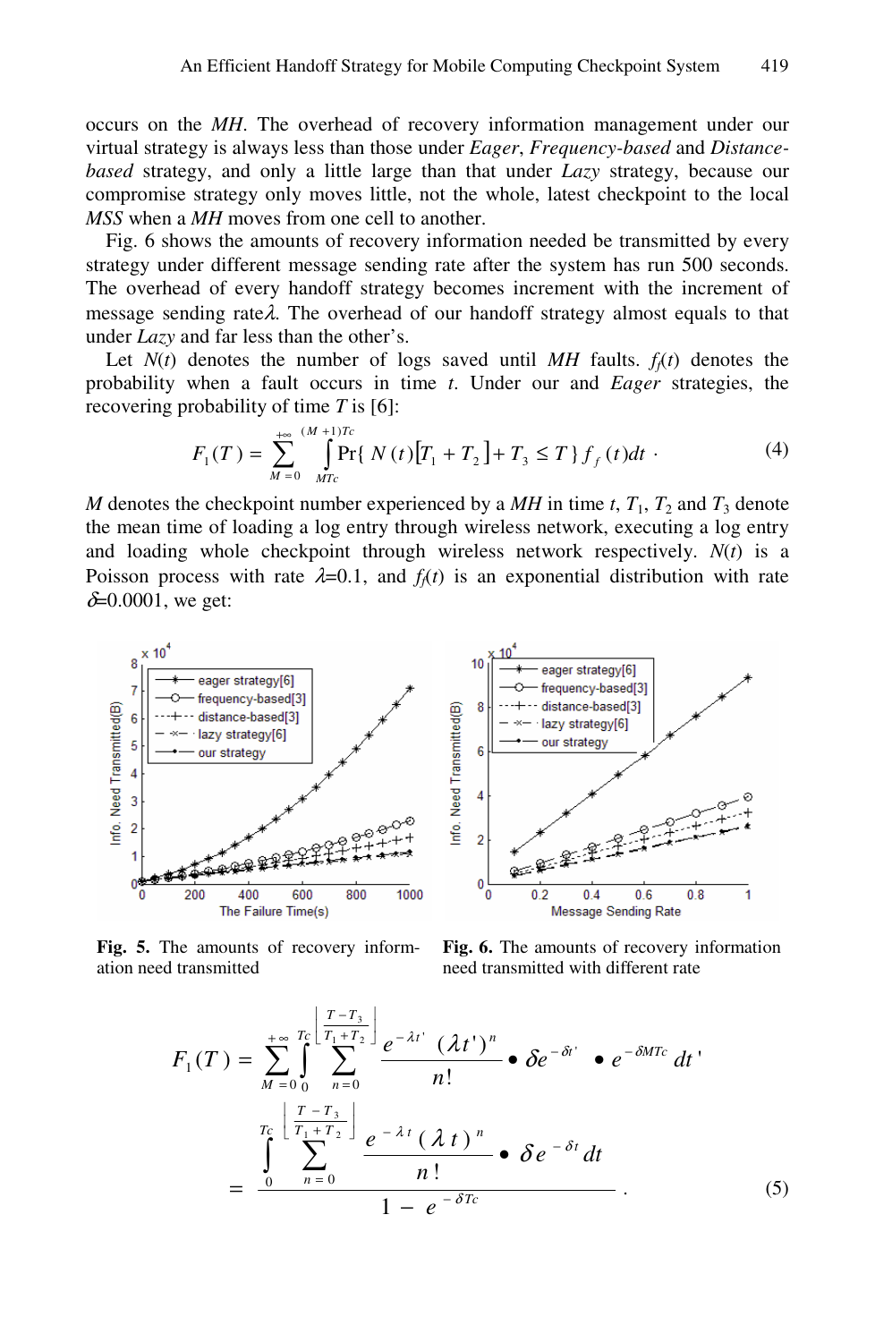occurs on the *MH*. The overhead of recovery information management under our virtual strategy is always less than those under *Eager*, *Frequency-based* and *Distance-based* strategy, and only a little large than that under *Lazy* strategy, because our compromise strategy only moves little, not the whole, latest checkpoint to the local *MSS* when a *MH* moves from one cell to another.

Fig. 6 shows the amounts of recovery information needed be transmitted by every strategy under different message sending rate after the system has run 500 seconds. The overhead of every handoff strategy becomes increment with the increment of message sending rate$\lambda$. The overhead of our handoff strategy almost equals to that under *Lazy* and far less than the other's.

Let $N(t)$ denotes the number of logs saved until *MH* faults. $f_f(t)$ denotes the probability when a fault occurs in time $t$. Under our and *Eager* strategies, the recovering probability of time $T$ is [6]:

$$F_1(T) = \sum_{M=0}^{+\infty} \int_{MTc}^{(M+1)Tc} \Pr\{ N(t)[T_1 + T_2] + T_3 \le T \} f_f(t)dt \cdot \tag{4}$$

$M$ denotes the checkpoint number experienced by a *MH* in time $t$, $T_1$, $T_2$ and $T_3$ denote the mean time of loading a log entry through wireless network, executing a log entry and loading whole checkpoint through wireless network respectively. $N(t)$ is a Poisson process with rate $\lambda$=0.1, and $f_f(t)$ is an exponential distribution with rate $\delta$=0.0001, we get:

**Fig. 5.** The amounts of recovery information need transmitted

**Fig. 6.** The amounts of recovery information need transmitted with different rate

$$F_1(T) = \sum_{M=0}^{+\infty} \int_0^{Tc} \sum_{n=0}^{\left\lfloor \frac{T-T_3}{T_1+T_2} \right\rfloor} \frac{e^{-\lambda t'} (\lambda t')^n}{n!} \bullet \delta e^{-\delta t'} \bullet e^{-\delta MTc} dt'$$

$$= \frac{\displaystyle\int_0^{Tc} \sum_{n=0}^{\left\lfloor \frac{T-T_3}{T_1+T_2} \right\rfloor} \frac{e^{-\lambda t} (\lambda t)^n}{n!} \bullet \delta e^{-\delta t} dt}{1 - e^{-\delta Tc}} . \tag{5}$$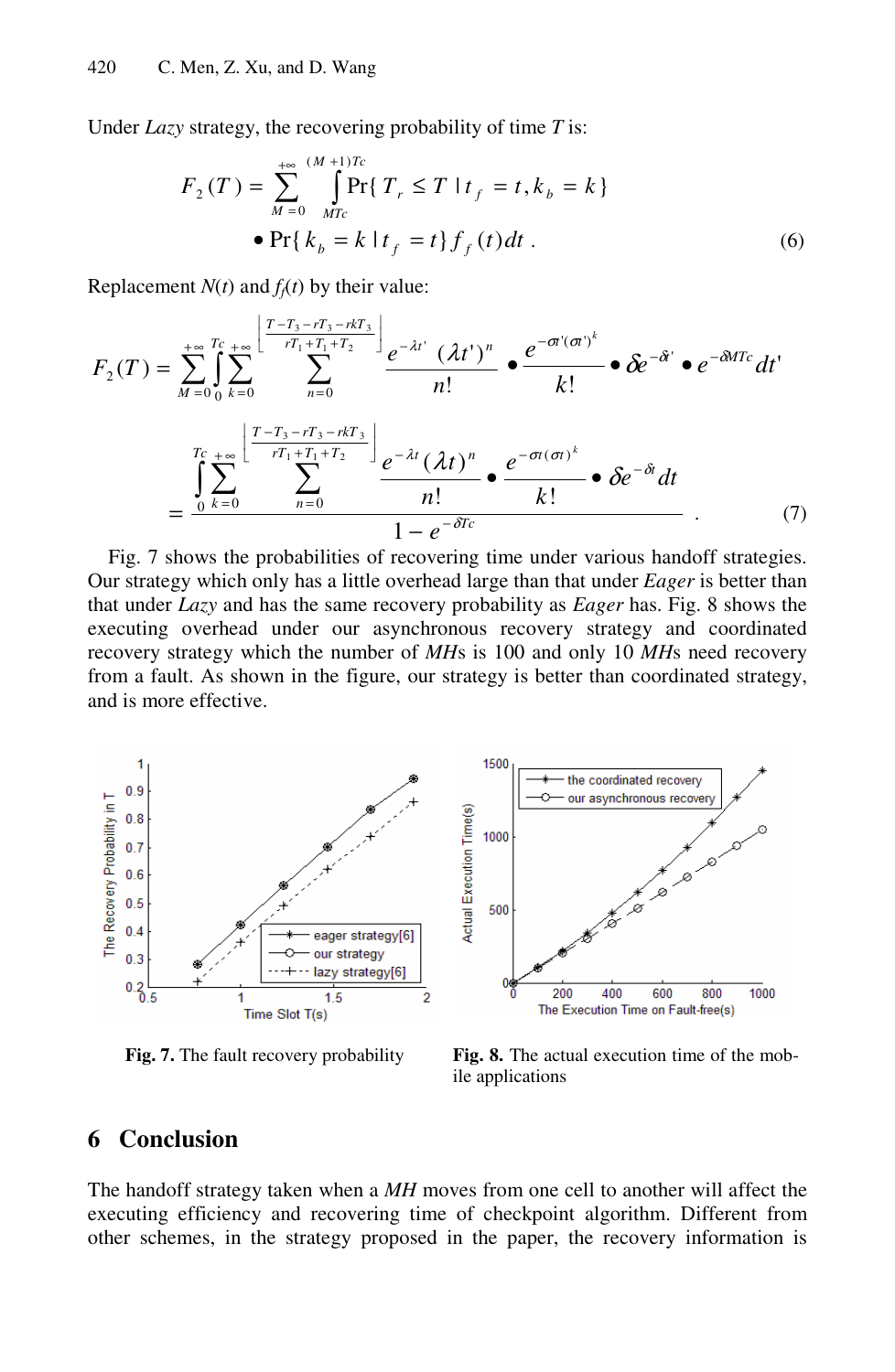Under *Lazy* strategy, the recovering probability of time *T* is:

$$F_2(T) = \sum_{M=0}^{+\infty} \int_{MTc}^{(M+1)Tc} \Pr\{T_r \le T \mid t_f = t, k_b = k\} \bullet \Pr\{k_b = k \mid t_f = t\} f_f(t)dt \,. \tag{6}$$

Replacement *N*(*t*) and $f_f(t)$ by their value:

$$F_2(T) = \sum_{M=0}^{+\infty} \int_0^{Tc} \sum_{k=0}^{+\infty} \sum_{n=0}^{\left\lfloor \frac{T - T_3 - rT_3 - rkT_3}{rT_1 + T_1 + T_2} \right\rfloor} \frac{e^{-\lambda t'} (\lambda t')^n}{n!} \bullet \frac{e^{-\sigma t'} (\sigma t')^k}{k!} \bullet \delta e^{-\delta t'} \bullet e^{-\delta MTc} dt'$$

$$= \frac{\int_0^{Tc} \sum_{k=0}^{+\infty} \sum_{n=0}^{\left\lfloor \frac{T - T_3 - rT_3 - rkT_3}{rT_1 + T_1 + T_2} \right\rfloor} \frac{e^{-\lambda t} (\lambda t)^n}{n!} \bullet \frac{e^{-\sigma t} (\sigma t)^k}{k!} \bullet \delta e^{-\delta t} dt}{1 - e^{-\delta Tc}} \,. \tag{7}$$

Fig. 7 shows the probabilities of recovering time under various handoff strategies. Our strategy which only has a little overhead large than that under *Eager* is better than that under *Lazy* and has the same recovery probability as *Eager* has. Fig. 8 shows the executing overhead under our asynchronous recovery strategy and coordinated recovery strategy which the number of *MHs* is 100 and only 10 *MHs* need recovery from a fault. As shown in the figure, our strategy is better than coordinated strategy, and is more effective.

**Fig. 7.** The fault recovery probability

**Fig. 8.** The actual execution time of the mobile applications

## 6 Conclusion

The handoff strategy taken when a *MH* moves from one cell to another will affect the executing efficiency and recovering time of checkpoint algorithm. Different from other schemes, in the strategy proposed in the paper, the recovery information is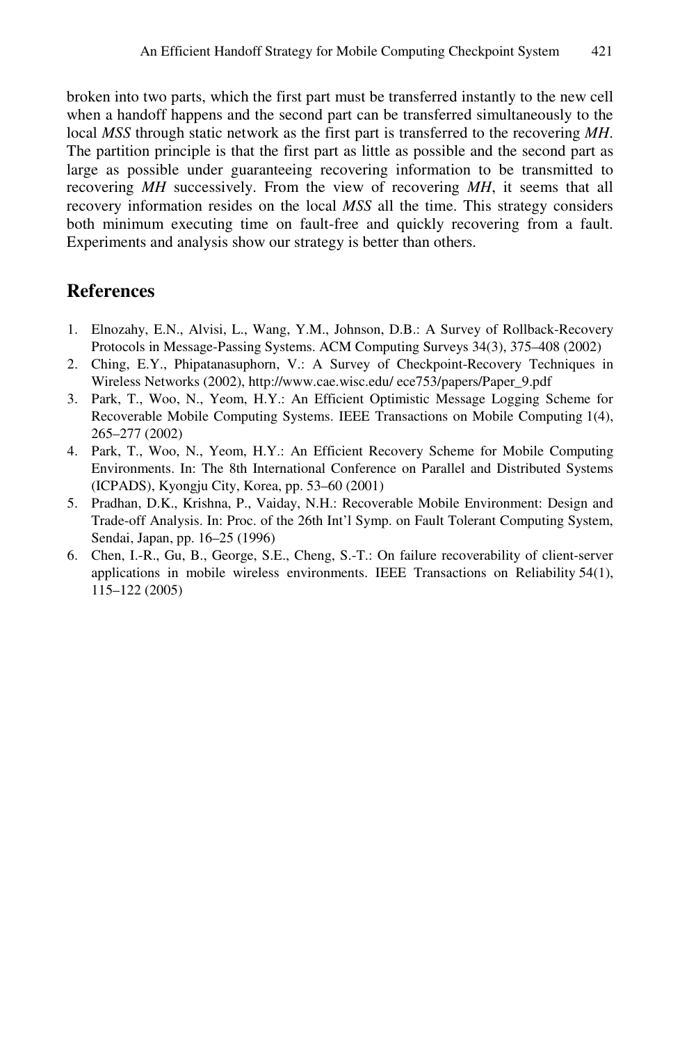broken into two parts, which the first part must be transferred instantly to the new cell when a handoff happens and the second part can be transferred simultaneously to the local *MSS* through static network as the first part is transferred to the recovering *MH*. The partition principle is that the first part as little as possible and the second part as large as possible under guaranteeing recovering information to be transmitted to recovering *MH* successively. From the view of recovering *MH*, it seems that all recovery information resides on the local *MSS* all the time. This strategy considers both minimum executing time on fault-free and quickly recovering from a fault. Experiments and analysis show our strategy is better than others.

## References

1. Elnozahy, E.N., Alvisi, L., Wang, Y.M., Johnson, D.B.: A Survey of Rollback-Recovery Protocols in Message-Passing Systems. ACM Computing Surveys 34(3), 375–408 (2002)
2. Ching, E.Y., Phipatanasuphorn, V.: A Survey of Checkpoint-Recovery Techniques in Wireless Networks (2002), http://www.cae.wisc.edu/ ece753/papers/Paper_9.pdf
3. Park, T., Woo, N., Yeom, H.Y.: An Efficient Optimistic Message Logging Scheme for Recoverable Mobile Computing Systems. IEEE Transactions on Mobile Computing 1(4), 265–277 (2002)
4. Park, T., Woo, N., Yeom, H.Y.: An Efficient Recovery Scheme for Mobile Computing Environments. In: The 8th International Conference on Parallel and Distributed Systems (ICPADS), Kyongju City, Korea, pp. 53–60 (2001)
5. Pradhan, D.K., Krishna, P., Vaiday, N.H.: Recoverable Mobile Environment: Design and Trade-off Analysis. In: Proc. of the 26th Int'l Symp. on Fault Tolerant Computing System, Sendai, Japan, pp. 16–25 (1996)
6. Chen, I.-R., Gu, B., George, S.E., Cheng, S.-T.: On failure recoverability of client-server applications in mobile wireless environments. IEEE Transactions on Reliability 54(1), 115–122 (2005)